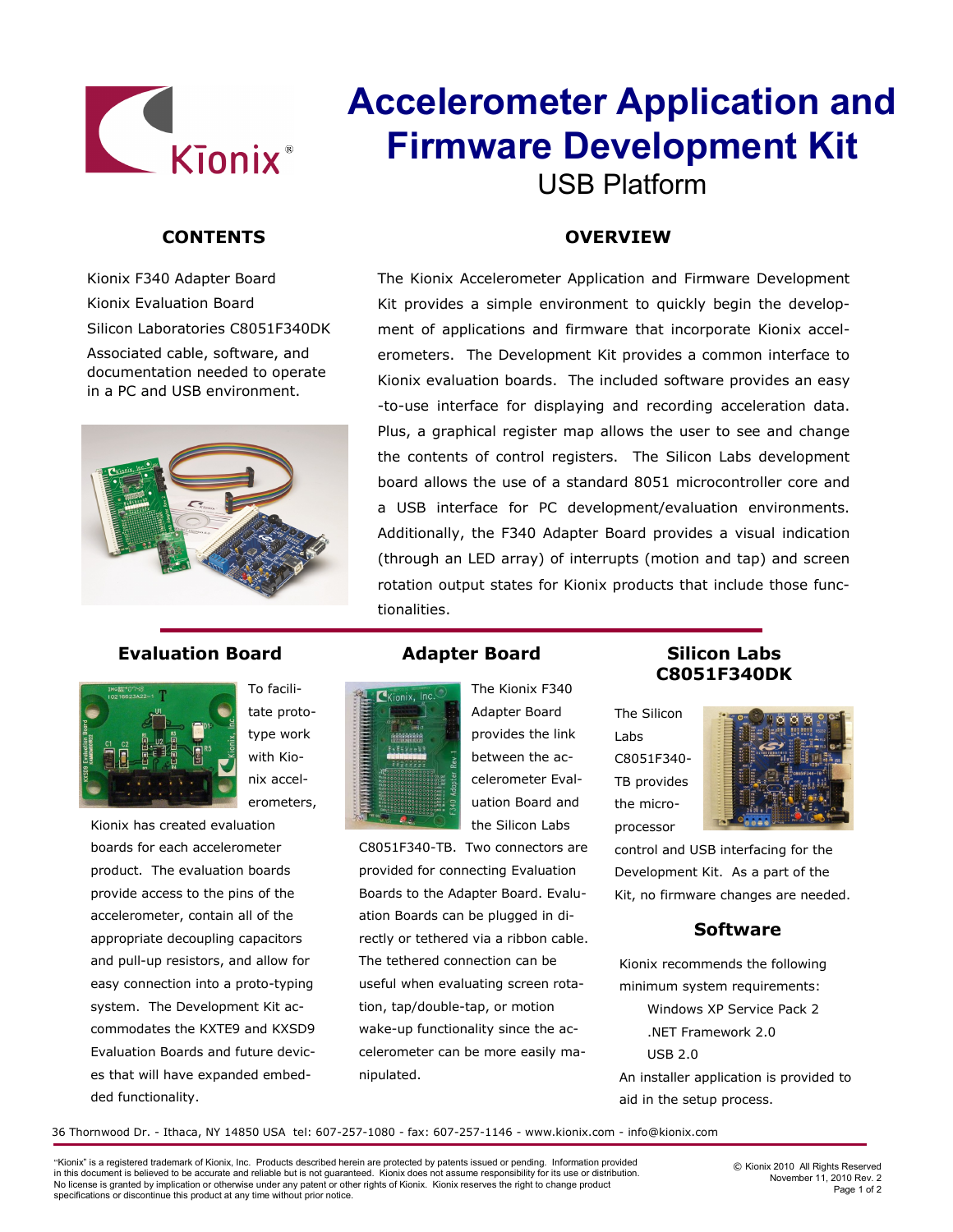# Accelerometer Application and Firmware Development Kit

USB Platform

## CONTENTS

Kionix F340 Adapter Board

Kionix Evaluation Board

Silicon Laboratories C8051F340DK

Associated cable, software, and documentation needed to operate in a PC and USB environment.

## OVERVIEW

The Kionix Accelerometer Application and Firmware Development Kit provides a simple environment to quickly begin the development of applications and firmware that incorporate Kionix accelerometers. The Development Kit provides a common interface to Kionix evaluation boards. The included software provides an easy-to-use interface for displaying and recording acceleration data. Plus, a graphical register map allows the user to see and change the contents of control registers. The Silicon Labs development board allows the use of a standard 8051 microcontroller core and a USB interface for PC development/evaluation environments. Additionally, the F340 Adapter Board provides a visual indication (through an LED array) of interrupts (motion and tap) and screen rotation output states for Kionix products that include those functionalities.

## Evaluation Board

To facilitate prototype work with Kionix accelerometers, Kionix has created evaluation boards for each accelerometer product. The evaluation boards provide access to the pins of the accelerometer, contain all of the appropriate decoupling capacitors and pull-up resistors, and allow for easy connection into a proto-typing system. The Development Kit accommodates the KXTE9 and KXSD9 Evaluation Boards and future devices that will have expanded embedded functionality.

## Adapter Board

The Kionix F340 Adapter Board provides the link between the accelerometer Evaluation Board and the Silicon Labs C8051F340-TB. Two connectors are provided for connecting Evaluation Boards to the Adapter Board. Evaluation Boards can be plugged in directly or tethered via a ribbon cable. The tethered connection can be useful when evaluating screen rotation, tap/double-tap, or motion wake-up functionality since the accelerometer can be more easily manipulated.

## Silicon Labs C8051F340DK

The Silicon Labs C8051F340-TB provides the microprocessor control and USB interfacing for the Development Kit. As a part of the Kit, no firmware changes are needed.

## Software

Kionix recommends the following minimum system requirements:

- Windows XP Service Pack 2
- .NET Framework 2.0
- USB 2.0

An installer application is provided to aid in the setup process.

36 Thornwood Dr. - Ithaca, NY 14850 USA tel: 607-257-1080 - fax: 607-257-1146 - www.kionix.com - info@kionix.com

"Kionix" is a registered trademark of Kionix, Inc. Products described herein are protected by patents issued or pending. Information provided in this document is believed to be accurate and reliable but is not guaranteed. Kionix does not assume responsibility for its use or distribution. No license is granted by implication or otherwise under any patent or other rights of Kionix. Kionix reserves the right to change product specifications or discontinue this product at any time without prior notice.

© Kionix 2010 All Rights Reserved
November 11, 2010 Rev. 2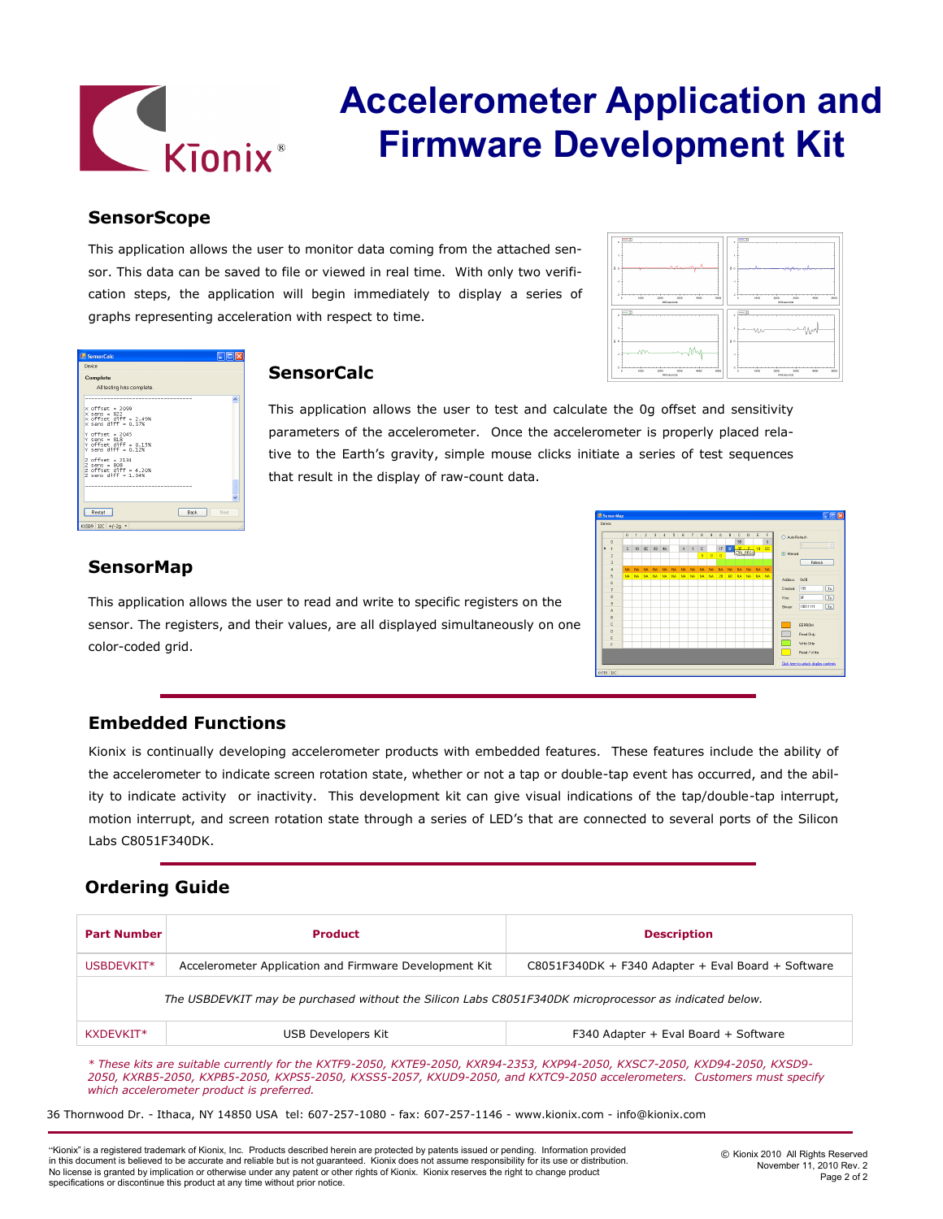# Accelerometer Application and Firmware Development Kit

## SensorScope

This application allows the user to monitor data coming from the attached sensor. This data can be saved to file or viewed in real time. With only two verification steps, the application will begin immediately to display a series of graphs representing acceleration with respect to time.

## SensorCalc

This application allows the user to test and calculate the 0g offset and sensitivity parameters of the accelerometer. Once the accelerometer is properly placed relative to the Earth's gravity, simple mouse clicks initiate a series of test sequences that result in the display of raw-count data.

## SensorMap

This application allows the user to read and write to specific registers on the sensor. The registers, and their values, are all displayed simultaneously on one color-coded grid.

## Embedded Functions

Kionix is continually developing accelerometer products with embedded features. These features include the ability of the accelerometer to indicate screen rotation state, whether or not a tap or double-tap event has occurred, and the ability to indicate activity or inactivity. This development kit can give visual indications of the tap/double-tap interrupt, motion interrupt, and screen rotation state through a series of LED's that are connected to several ports of the Silicon Labs C8051F340DK.

## Ordering Guide

| Part Number | Product | Description |
|---|---|---|
| USBDEVKIT* | Accelerometer Application and Firmware Development Kit | C8051F340DK + F340 Adapter + Eval Board + Software |
| *The USBDEVKIT may be purchased without the Silicon Labs C8051F340DK microprocessor as indicated below.* | | |
| KXDEVKIT* | USB Developers Kit | F340 Adapter + Eval Board + Software |

*\* These kits are suitable currently for the KXTF9-2050, KXTE9-2050, KXR94-2353, KXP94-2050, KXSC7-2050, KXD94-2050, KXSD9-2050, KXRB5-2050, KXPB5-2050, KXPS5-2050, KXSS5-2057, KXUD9-2050, and KXTC9-2050 accelerometers. Customers must specify which accelerometer product is preferred.*

36 Thornwood Dr. - Ithaca, NY 14850 USA tel: 607-257-1080 - fax: 607-257-1146 - www.kionix.com - info@kionix.com

"Kionix" is a registered trademark of Kionix, Inc. Products described herein are protected by patents issued or pending. Information provided in this document is believed to be accurate and reliable but is not guaranteed. Kionix does not assume responsibility for its use or distribution. No license is granted by implication or otherwise under any patent or other rights of Kionix. Kionix reserves the right to change product specifications or discontinue this product at any time without prior notice.

© Kionix 2010 All Rights Reserved
November 11, 2010 Rev. 2